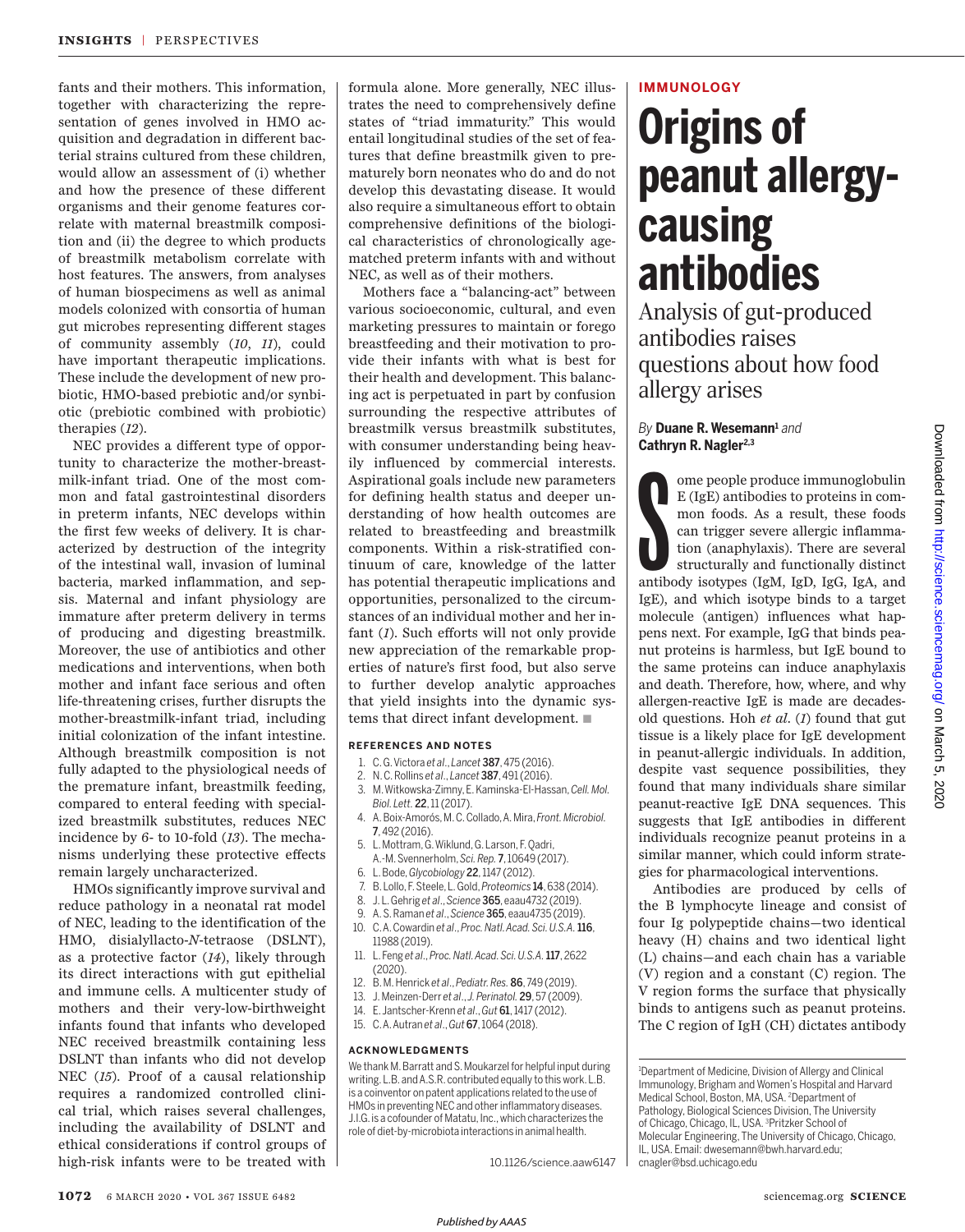fants and their mothers. This information, together with characterizing the representation of genes involved in HMO acquisition and degradation in different bacterial strains cultured from these children, would allow an assessment of (i) whether and how the presence of these different organisms and their genome features correlate with maternal breastmilk composition and (ii) the degree to which products of breastmilk metabolism correlate with host features. The answers, from analyses of human biospecimens as well as animal models colonized with consortia of human gut microbes representing different stages of community assembly (*10*, *11*), could have important therapeutic implications. These include the development of new probiotic, HMO-based prebiotic and/or synbiotic (prebiotic combined with probiotic) therapies (*12*).

NEC provides a different type of opportunity to characterize the mother-breastmilk-infant triad. One of the most common and fatal gastrointestinal disorders in preterm infants, NEC develops within the first few weeks of delivery. It is characterized by destruction of the integrity of the intestinal wall, invasion of luminal bacteria, marked inflammation, and sepsis. Maternal and infant physiology are immature after preterm delivery in terms of producing and digesting breastmilk. Moreover, the use of antibiotics and other medications and interventions, when both mother and infant face serious and often life-threatening crises, further disrupts the mother-breastmilk-infant triad, including initial colonization of the infant intestine. Although breastmilk composition is not fully adapted to the physiological needs of the premature infant, breastmilk feeding, compared to enteral feeding with specialized breastmilk substitutes, reduces NEC incidence by 6- to 10-fold (*13*). The mechanisms underlying these protective effects remain largely uncharacterized.

HMOs significantly improve survival and reduce pathology in a neonatal rat model of NEC, leading to the identification of the HMO, disialyllacto-*N*-tetraose (DSLNT), as a protective factor (*14*), likely through its direct interactions with gut epithelial and immune cells. A multicenter study of mothers and their very-low-birthweight infants found that infants who developed NEC received breastmilk containing less DSLNT than infants who did not develop NEC (*15*). Proof of a causal relationship requires a randomized controlled clinical trial, which raises several challenges, including the availability of DSLNT and ethical considerations if control groups of high-risk infants were to be treated with formula alone. More generally, NEC illustrates the need to comprehensively define states of "triad immaturity." This would entail longitudinal studies of the set of features that define breastmilk given to prematurely born neonates who do and do not develop this devastating disease. It would also require a simultaneous effort to obtain comprehensive definitions of the biological characteristics of chronologically age-matched preterm infants with and without NEC, as well as of their mothers.

Mothers face a "balancing-act" between various socioeconomic, cultural, and even marketing pressures to maintain or forego breastfeeding and their motivation to provide their infants with what is best for their health and development. This balancing act is perpetuated in part by confusion surrounding the respective attributes of breastmilk versus breastmilk substitutes, with consumer understanding being heavily influenced by commercial interests. Aspirational goals include new parameters for defining health status and deeper understanding of how health outcomes are related to breastfeeding and breastmilk components. Within a risk-stratified continuum of care, knowledge of the latter has potential therapeutic implications and opportunities, personalized to the circumstances of an individual mother and her infant (*1*). Such efforts will not only provide new appreciation of the remarkable properties of nature's first food, but also serve to further develop analytic approaches that yield insights into the dynamic systems that direct infant development. ■

#### REFERENCES AND NOTES

1. C. G. Victora *et al.*, *Lancet* **387**, 475 (2016).
2. N. C. Rollins *et al.*, *Lancet* **387**, 491 (2016).
3. M. Witkowska-Zimny, E. Kaminska-El-Hassan, *Cell. Mol. Biol. Lett.* **22**, 11 (2017).
4. A. Boix-Amorós, M. C. Collado, A. Mira, *Front. Microbiol.* **7**, 492 (2016).
5. L. Mottram, G. Wiklund, G. Larson, F. Qadri, A.-M. Svennerholm, *Sci. Rep.* **7**, 10649 (2017).
6. L. Bode, *Glycobiology* **22**, 1147 (2012).
7. B. Lollo, F. Steele, L. Gold, *Proteomics* **14**, 638 (2014).
8. J. L. Gehrig *et al.*, *Science* **365**, eaau4732 (2019).
9. A. S. Raman *et al.*, *Science* **365**, eaau4735 (2019).
10. C. A. Cowardin *et al.*, *Proc. Natl. Acad. Sci. U.S.A.* **116**, 11988 (2019).
11. L. Feng *et al.*, *Proc. Natl. Acad. Sci. U.S.A.* **117**, 2622 (2020).
12. B. M. Henrick *et al.*, *Pediatr. Res.* **86**, 749 (2019).
13. J. Meinzen-Derr *et al.*, *J. Perinatol.* **29**, 57 (2009).
14. E. Jantscher-Krenn *et al.*, *Gut* **61**, 1417 (2012).
15. C. A. Autran *et al.*, *Gut* **67**, 1064 (2018).

#### ACKNOWLEDGMENTS

We thank M. Barratt and S. Moukarzel for helpful input during writing. L.B. and A.S.R. contributed equally to this work. L.B. is a coinventor on patent applications related to the use of HMOs in preventing NEC and other inflammatory diseases. J.I.G. is a cofounder of Matatu, Inc., which characterizes the role of diet-by-microbiota interactions in animal health.

10.1126/science.aaw6147

**IMMUNOLOGY**

# Origins of peanut allergy-causing antibodies

## Analysis of gut-produced antibodies raises questions about how food allergy arises

*By* **Duane R. Wesemann**[1] *and* **Cathryn R. Nagler**[2,3]

Some people produce immunoglobulin E (IgE) antibodies to proteins in common foods. As a result, these foods can trigger severe allergic inflammation (anaphylaxis). There are several structurally and functionally distinct antibody isotypes (IgM, IgD, IgG, IgA, and IgE), and which isotype binds to a target molecule (antigen) influences what happens next. For example, IgG that binds peanut proteins is harmless, but IgE bound to the same proteins can induce anaphylaxis and death. Therefore, how, where, and why allergen-reactive IgE is made are decades-old questions. Hoh *et al.* (*1*) found that gut tissue is a likely place for IgE development in peanut-allergic individuals. In addition, despite vast sequence possibilities, they found that many individuals share similar peanut-reactive IgE DNA sequences. This suggests that IgE antibodies in different individuals recognize peanut proteins in a similar manner, which could inform strategies for pharmacological interventions.

Antibodies are produced by cells of the B lymphocyte lineage and consist of four Ig polypeptide chains—two identical heavy (H) chains and two identical light (L) chains—and each chain has a variable (V) region and a constant (C) region. The V region forms the surface that physically binds to antigens such as peanut proteins. The C region of IgH (CH) dictates antibody

[1]Department of Medicine, Division of Allergy and Clinical Immunology, Brigham and Women's Hospital and Harvard Medical School, Boston, MA, USA. [2]Department of Pathology, Biological Sciences Division, The University of Chicago, Chicago, IL, USA. [3]Pritzker School of Molecular Engineering, The University of Chicago, Chicago, IL, USA. Email: dwesemann@bwh.harvard.edu; cnagler@bsd.uchicago.edu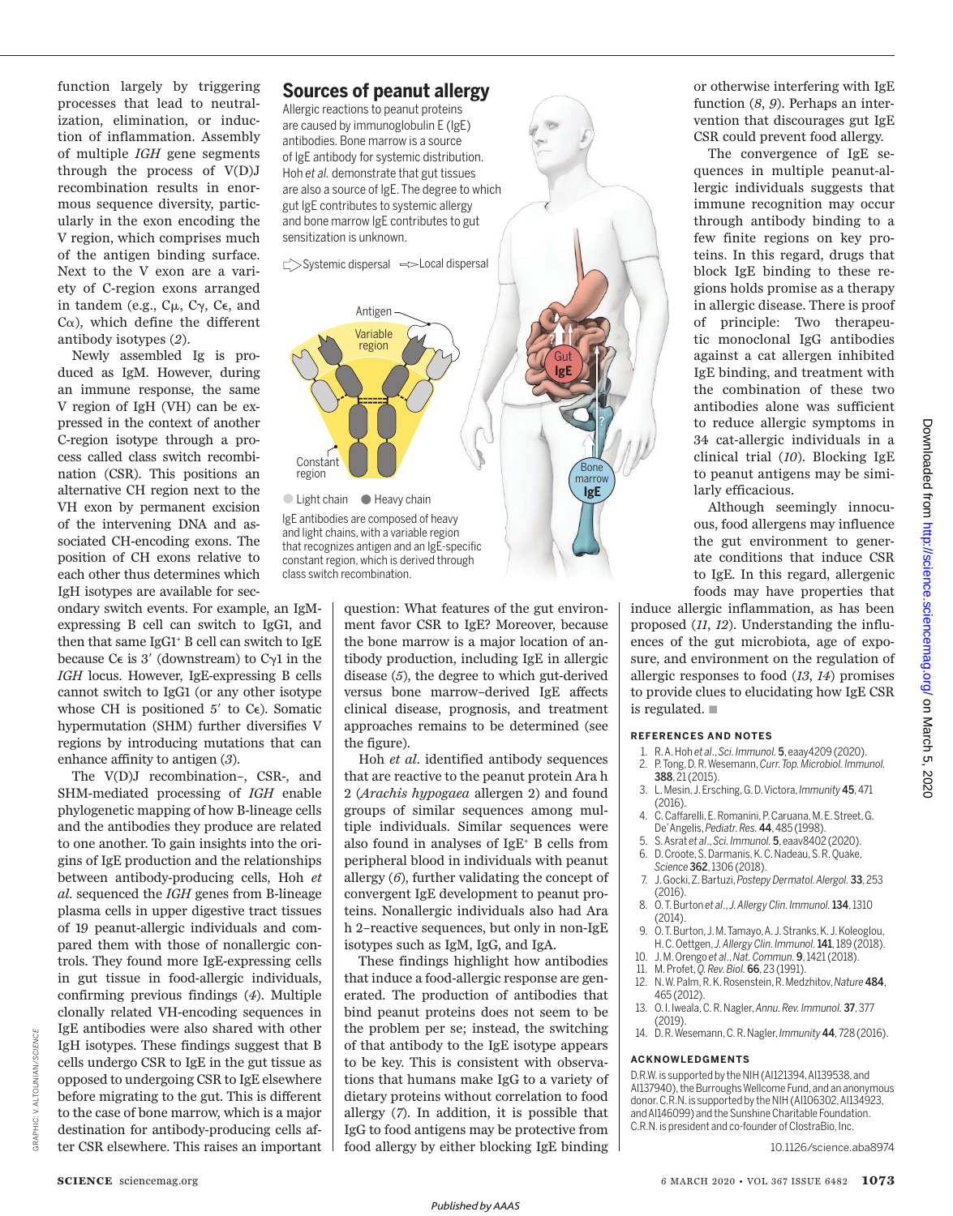function largely by triggering processes that lead to neutralization, elimination, or induction of inflammation. Assembly of multiple *IGH* gene segments through the process of V(D)J recombination results in enormous sequence diversity, particularly in the exon encoding the V region, which comprises much of the antigen binding surface. Next to the V exon are a variety of C-region exons arranged in tandem (e.g., Cμ, Cγ, Cϵ, and Cα), which define the different antibody isotypes (*2*).

Newly assembled Ig is produced as IgM. However, during an immune response, the same V region of IgH (VH) can be expressed in the context of another C-region isotype through a process called class switch recombination (CSR). This positions an alternative CH region next to the VH exon by permanent excision of the intervening DNA and associated CH-encoding exons. The position of CH exons relative to each other thus determines which IgH isotypes are available for secondary switch events. For example, an IgM-expressing B cell can switch to IgG1, and then that same IgG1[+] B cell can switch to IgE because Cϵ is 3′ (downstream) to Cγ1 in the *IGH* locus. However, IgE-expressing B cells cannot switch to IgG1 (or any other isotype whose CH is positioned 5′ to Cϵ). Somatic hypermutation (SHM) further diversifies V regions by introducing mutations that can enhance affinity to antigen (*3*).

The V(D)J recombination–, CSR-, and SHM-mediated processing of *IGH* enable phylogenetic mapping of how B-lineage cells and the antibodies they produce are related to one another. To gain insights into the origins of IgE production and the relationships between antibody-producing cells, Hoh *et al.* sequenced the *IGH* genes from B-lineage plasma cells in upper digestive tract tissues of 19 peanut-allergic individuals and compared them with those of nonallergic controls. They found more IgE-expressing cells in gut tissue in food-allergic individuals, confirming previous findings (*4*). Multiple clonally related VH-encoding sequences in IgE antibodies were also shared with other IgH isotypes. These findings suggest that B cells undergo CSR to IgE in the gut tissue as opposed to undergoing CSR to IgE elsewhere before migrating to the gut. This is different to the case of bone marrow, which is a major destination for antibody-producing cells after CSR elsewhere. This raises an important question: What features of the gut environment favor CSR to IgE? Moreover, because the bone marrow is a major location of antibody production, including IgE in allergic disease (*5*), the degree to which gut-derived versus bone marrow–derived IgE affects clinical disease, prognosis, and treatment approaches remains to be determined (see the figure).

## Sources of peanut allergy

Allergic reactions to peanut proteins are caused by immunoglobulin E (IgE) antibodies. Bone marrow is a source of IgE antibody for systemic distribution. Hoh *et al.* demonstrate that gut tissues are also a source of IgE. The degree to which gut IgE contributes to systemic allergy and bone marrow IgE contributes to gut sensitization is unknown.

IgE antibodies are composed of heavy and light chains, with a variable region that recognizes antigen and an IgE-specific constant region, which is derived through class switch recombination.

Hoh *et al*. identified antibody sequences that are reactive to the peanut protein Ara h 2 (*Arachis hypogaea* allergen 2) and found groups of similar sequences among multiple individuals. Similar sequences were also found in analyses of IgE[+] B cells from peripheral blood in individuals with peanut allergy (*6*), further validating the concept of convergent IgE development to peanut proteins. Nonallergic individuals also had Ara h 2–reactive sequences, but only in non-IgE isotypes such as IgM, IgG, and IgA.

These findings highlight how antibodies that induce a food-allergic response are generated. The production of antibodies that bind peanut proteins does not seem to be the problem per se; instead, the switching of that antibody to the IgE isotype appears to be key. This is consistent with observations that humans make IgG to a variety of dietary proteins without correlation to food allergy (*7*). In addition, it is possible that IgG to food antigens may be protective from food allergy by either blocking IgE binding or otherwise interfering with IgE function (*8*, *9*). Perhaps an intervention that discourages gut IgE CSR could prevent food allergy.

The convergence of IgE sequences in multiple peanut-allergic individuals suggests that immune recognition may occur through antibody binding to a few finite regions on key proteins. In this regard, drugs that block IgE binding to these regions holds promise as a therapy in allergic disease. There is proof of principle: Two therapeutic monoclonal IgG antibodies against a cat allergen inhibited IgE binding, and treatment with the combination of these two antibodies alone was sufficient to reduce allergic symptoms in 34 cat-allergic individuals in a clinical trial (*10*). Blocking IgE to peanut antigens may be similarly efficacious.

Although seemingly innocuous, food allergens may influence the gut environment to generate conditions that induce CSR to IgE. In this regard, allergenic foods may have properties that induce allergic inflammation, as has been proposed (*11*, *12*). Understanding the influences of the gut microbiota, age of exposure, and environment on the regulation of allergic responses to food (*13*, *14*) promises to provide clues to elucidating how IgE CSR is regulated. ■

### REFERENCES AND NOTES

1. R. A. Hoh *et al*., *Sci. Immunol.* **5**, eaay4209 (2020).
2. P. Tong, D. R. Wesemann, *Curr. Top. Microbiol. Immunol.* **388**, 21 (2015).
3. L. Mesin, J. Ersching, G. D. Victora, *Immunity* **45**, 471 (2016).
4. C. Caffarelli, E. Romanini, P. Caruana, M. E. Street, G. De' Angelis, *Pediatr. Res.* **44**, 485 (1998).
5. S. Asrat *et al*., *Sci. Immunol.* **5**, eaav8402 (2020).
6. D. Croote, S. Darmanis, K. C. Nadeau, S. R. Quake, *Science* **362**, 1306 (2018).
7. J. Gocki, Z. Bartuzi, *Postepy Dermatol. Alergol.* **33**, 253 (2016).
8. O. T. Burton *et al*., *J. Allergy Clin. Immunol.* **134**, 1310 (2014).
9. O. T. Burton, J. M. Tamayo, A. J. Stranks, K. J. Koleoglou, H. C. Oettgen, *J. Allergy Clin. Immunol.* **141**, 189 (2018).
10. J. M. Orengo *et al*., *Nat. Commun.* **9**, 1421 (2018).
11. M. Profet, *Q. Rev. Biol.* **66**, 23 (1991).
12. N. W. Palm, R. K. Rosenstein, R. Medzhitov, *Nature* **484**, 465 (2012).
13. O. I. Iweala, C. R. Nagler, *Annu. Rev. Immunol.* **37**, 377 (2019).
14. D. R. Wesemann, C. R. Nagler, *Immunity* **44**, 728 (2016).

### ACKNOWLEDGMENTS

D.R.W. is supported by the NIH (AI121394, AI139538, and AI137940), the Burroughs Wellcome Fund, and an anonymous donor. C.R.N. is supported by the NIH (AI106302, AI134923, and AI146099) and the Sunshine Charitable Foundation. C.R.N. is president and co-founder of ClostraBio, Inc.

10.1126/science.aba8974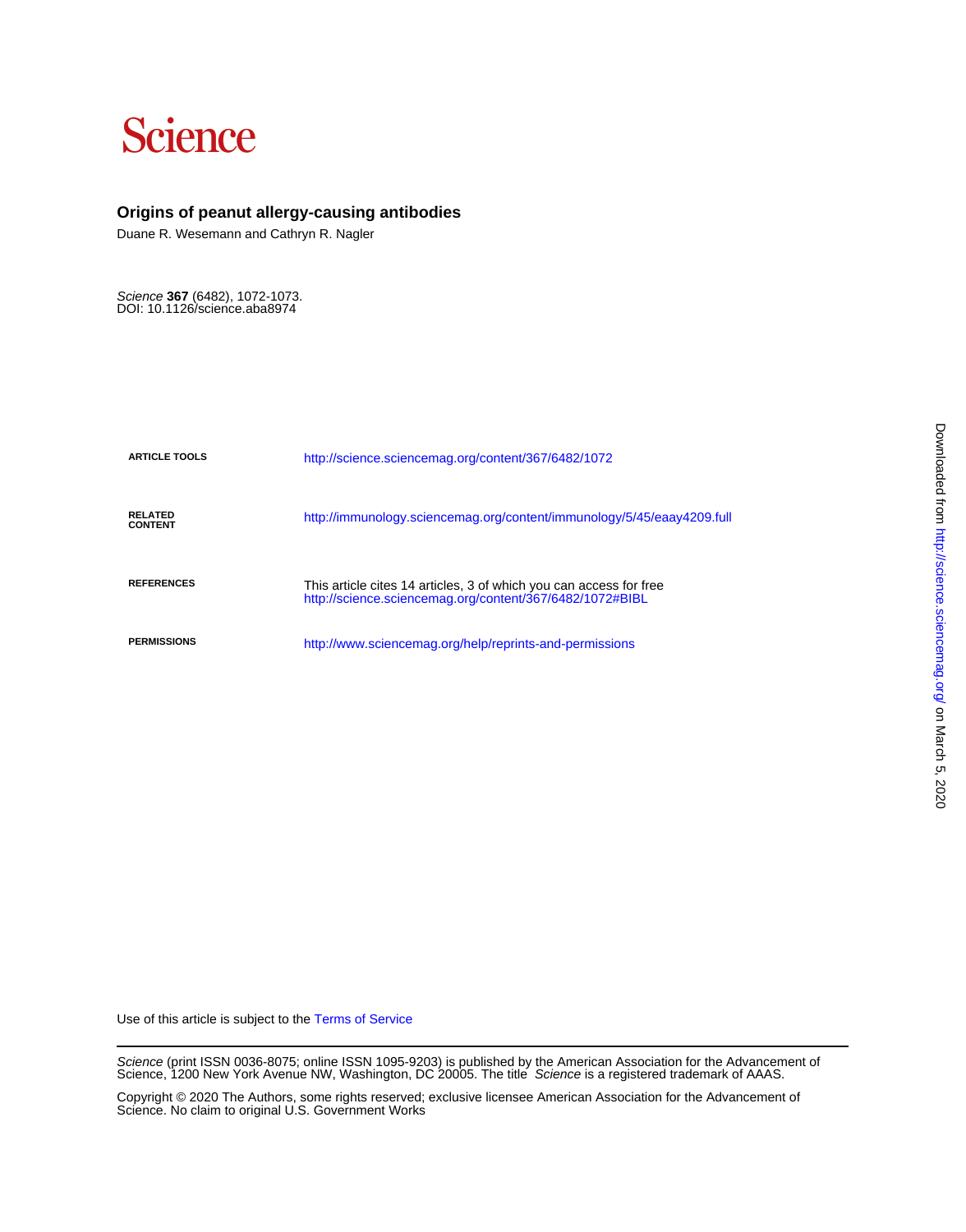# Science

## Origins of peanut allergy-causing antibodies

Duane R. Wesemann and Cathryn R. Nagler

*Science* **367** (6482), 1072-1073.
DOI: 10.1126/science.aba8974

**ARTICLE TOOLS** http://science.sciencemag.org/content/367/6482/1072

**RELATED CONTENT** http://immunology.sciencemag.org/content/immunology/5/45/eaay4209.full

**REFERENCES** This article cites 14 articles, 3 of which you can access for free
http://science.sciencemag.org/content/367/6482/1072#BIBL

**PERMISSIONS** http://www.sciencemag.org/help/reprints-and-permissions

Use of this article is subject to the Terms of Service

*Science* (print ISSN 0036-8075; online ISSN 1095-9203) is published by the American Association for the Advancement of Science, 1200 New York Avenue NW, Washington, DC 20005. The title *Science* is a registered trademark of AAAS.

Copyright © 2020 The Authors, some rights reserved; exclusive licensee American Association for the Advancement of Science. No claim to original U.S. Government Works